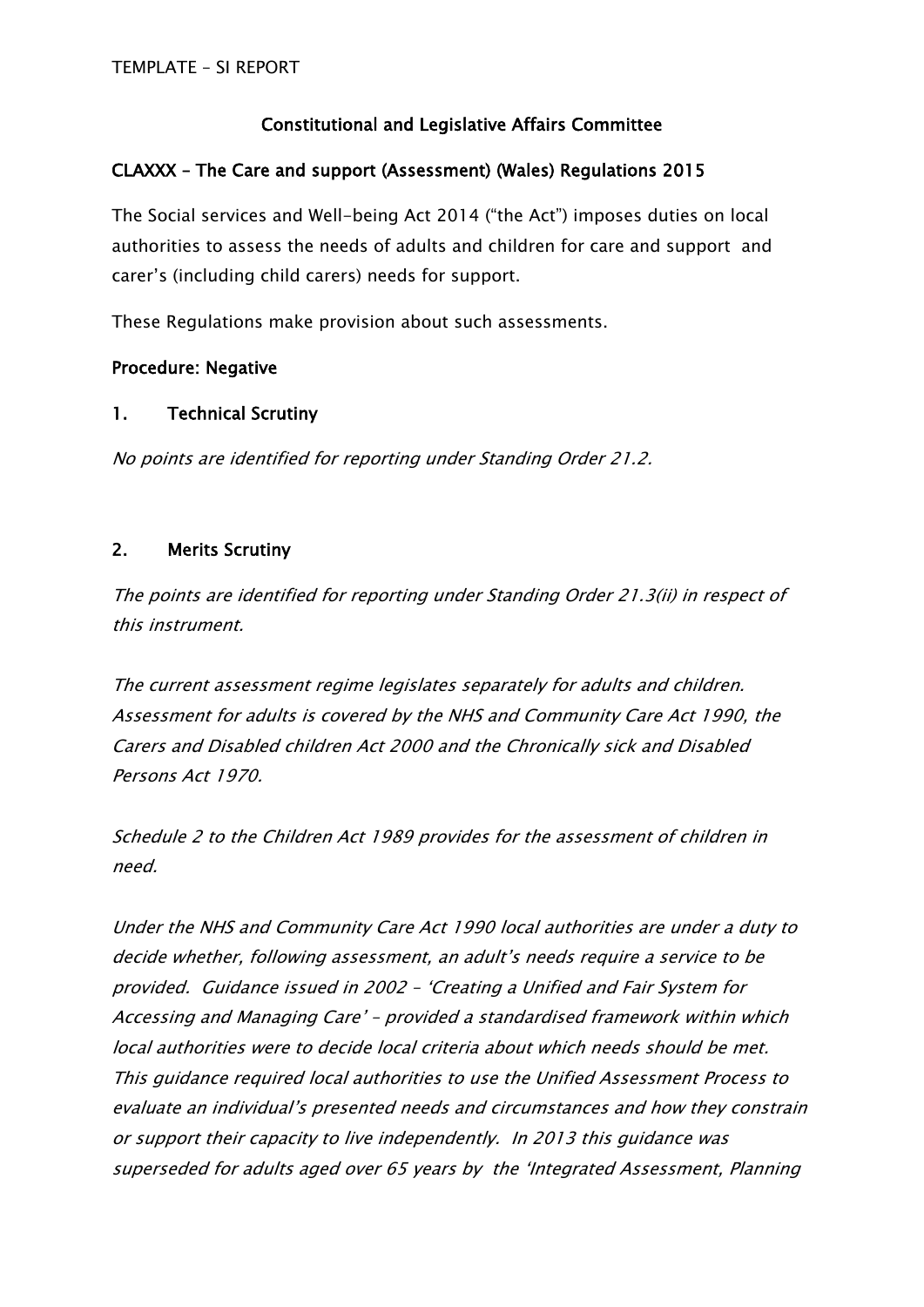TEMPLATE – SI REPORT

## Constitutional and Legislative Affairs Committee

## CLAXXX – The Care and support (Assessment) (Wales) Regulations 2015

The Social services and Well-being Act 2014 ("the Act") imposes duties on local authorities to assess the needs of adults and children for care and support and carer's (including child carers) needs for support.

These Regulations make provision about such assessments.

**Procedure: Negative**

### 1. Technical Scrutiny

*No points are identified for reporting under Standing Order 21.2.*

### 2. Merits Scrutiny

*The points are identified for reporting under Standing Order 21.3(ii) in respect of this instrument.*

*The current assessment regime legislates separately for adults and children. Assessment for adults is covered by the NHS and Community Care Act 1990, the Carers and Disabled children Act 2000 and the Chronically sick and Disabled Persons Act 1970.*

*Schedule 2 to the Children Act 1989 provides for the assessment of children in need.*

*Under the NHS and Community Care Act 1990 local authorities are under a duty to decide whether, following assessment, an adult's needs require a service to be provided. Guidance issued in 2002 – 'Creating a Unified and Fair System for Accessing and Managing Care' – provided a standardised framework within which local authorities were to decide local criteria about which needs should be met. This guidance required local authorities to use the Unified Assessment Process to evaluate an individual's presented needs and circumstances and how they constrain or support their capacity to live independently. In 2013 this guidance was superseded for adults aged over 65 years by the 'Integrated Assessment, Planning*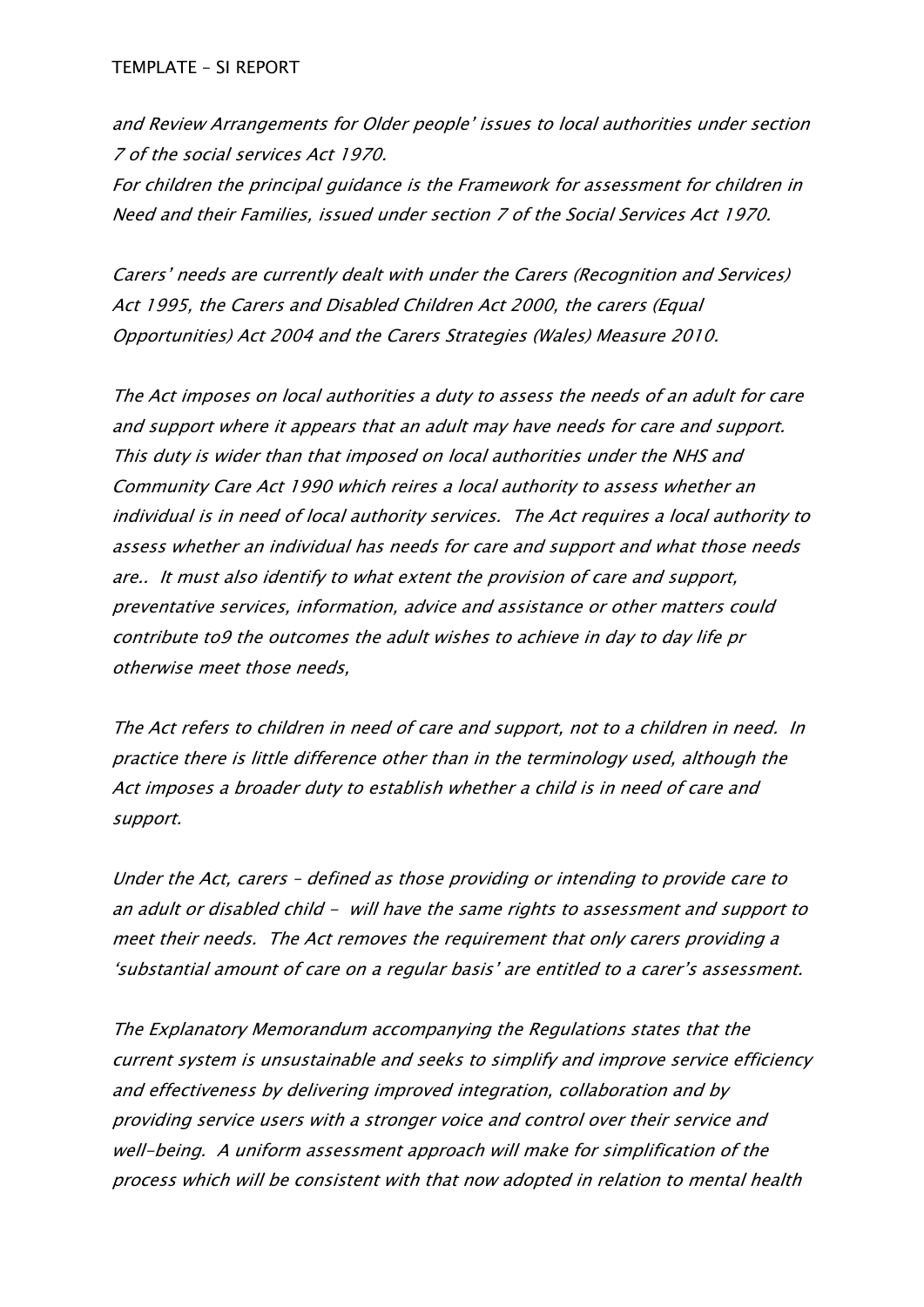*and Review Arrangements for Older people' issues to local authorities under section 7 of the social services Act 1970.*

*For children the principal guidance is the Framework for assessment for children in Need and their Families, issued under section 7 of the Social Services Act 1970.*

*Carers' needs are currently dealt with under the Carers (Recognition and Services) Act 1995, the Carers and Disabled Children Act 2000, the carers (Equal Opportunities) Act 2004 and the Carers Strategies (Wales) Measure 2010.*

*The Act imposes on local authorities a duty to assess the needs of an adult for care and support where it appears that an adult may have needs for care and support. This duty is wider than that imposed on local authorities under the NHS and Community Care Act 1990 which reires a local authority to assess whether an individual is in need of local authority services. The Act requires a local authority to assess whether an individual has needs for care and support and what those needs are.. It must also identify to what extent the provision of care and support, preventative services, information, advice and assistance or other matters could contribute to9 the outcomes the adult wishes to achieve in day to day life pr otherwise meet those needs,*

*The Act refers to children in need of care and support, not to a children in need. In practice there is little difference other than in the terminology used, although the Act imposes a broader duty to establish whether a child is in need of care and support.*

*Under the Act, carers – defined as those providing or intending to provide care to an adult or disabled child - will have the same rights to assessment and support to meet their needs. The Act removes the requirement that only carers providing a 'substantial amount of care on a regular basis' are entitled to a carer's assessment.*

*The Explanatory Memorandum accompanying the Regulations states that the current system is unsustainable and seeks to simplify and improve service efficiency and effectiveness by delivering improved integration, collaboration and by providing service users with a stronger voice and control over their service and well-being. A uniform assessment approach will make for simplification of the process which will be consistent with that now adopted in relation to mental health*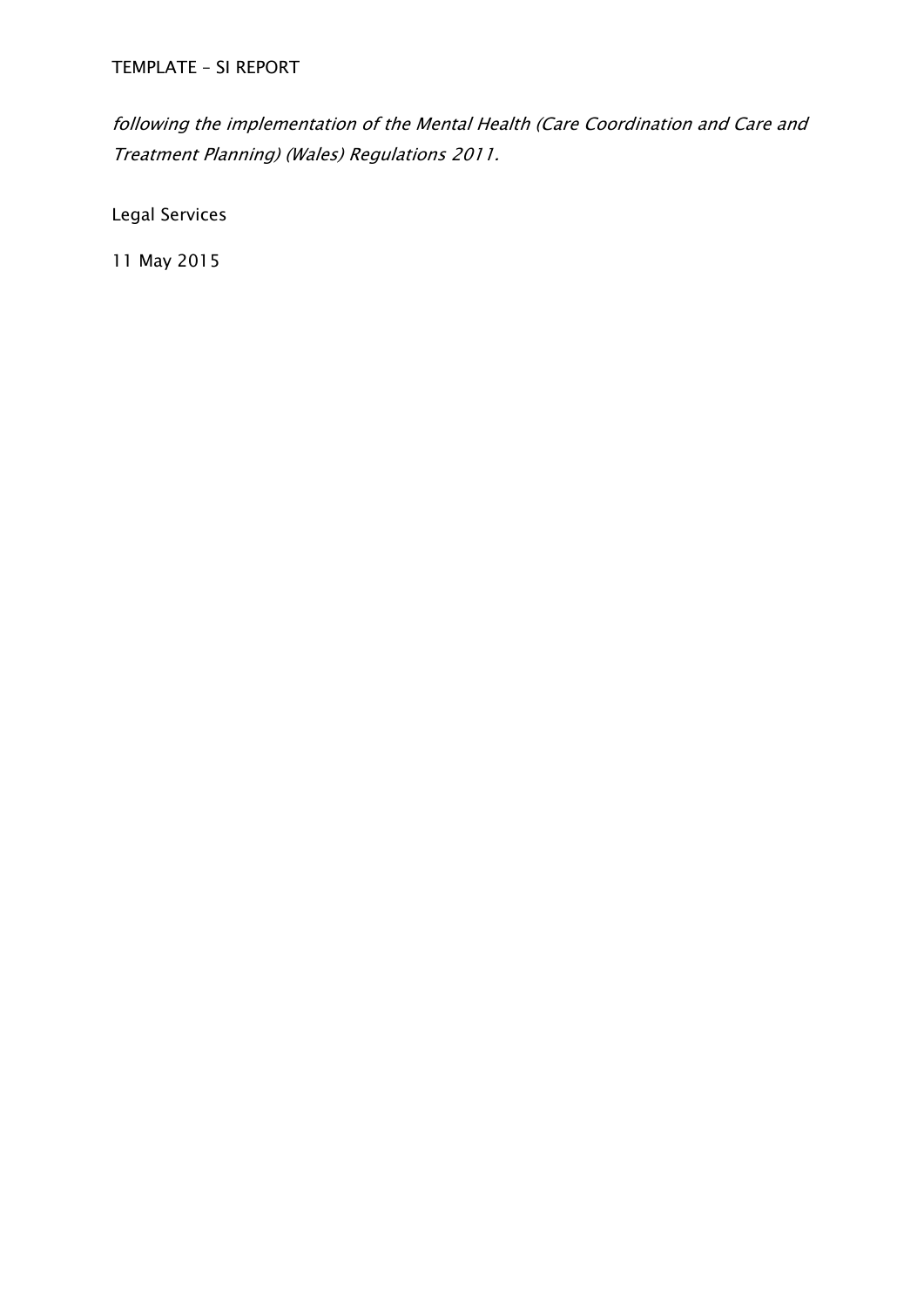TEMPLATE – SI REPORT

*following the implementation of the Mental Health (Care Coordination and Care and Treatment Planning) (Wales) Regulations 2011.*

Legal Services

11 May 2015